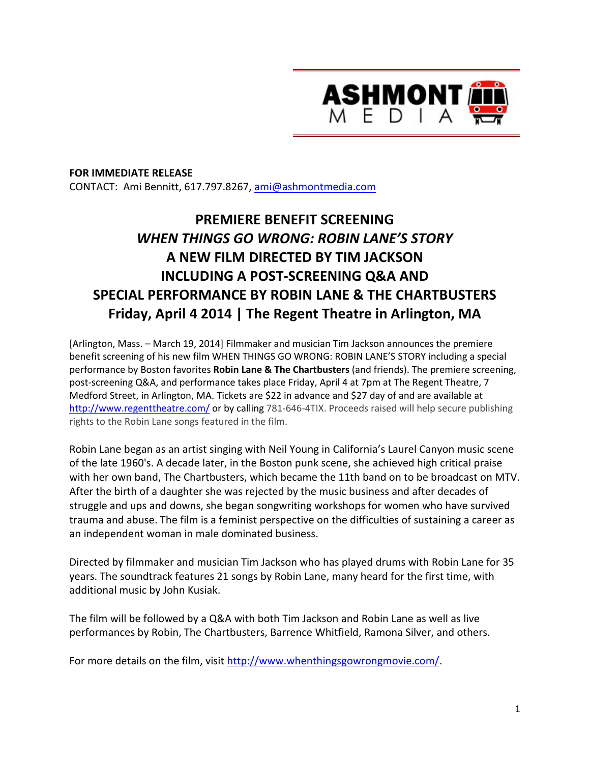ASHMONT MEDIA

**FOR IMMEDIATE RELEASE**
CONTACT: Ami Bennitt, 617.797.8267, ami@ashmontmedia.com

# PREMIERE BENEFIT SCREENING
# *WHEN THINGS GO WRONG: ROBIN LANE'S STORY*
# A NEW FILM DIRECTED BY TIM JACKSON
# INCLUDING A POST-SCREENING Q&A AND
# SPECIAL PERFORMANCE BY ROBIN LANE & THE CHARTBUSTERS
# Friday, April 4 2014 | The Regent Theatre in Arlington, MA

[Arlington, Mass. – March 19, 2014] Filmmaker and musician Tim Jackson announces the premiere benefit screening of his new film WHEN THINGS GO WRONG: ROBIN LANE'S STORY including a special performance by Boston favorites **Robin Lane & The Chartbusters** (and friends). The premiere screening, post-screening Q&A, and performance takes place Friday, April 4 at 7pm at The Regent Theatre, 7 Medford Street, in Arlington, MA. Tickets are $22 in advance and $27 day of and are available at http://www.regenttheatre.com/ or by calling 781-646-4TIX. Proceeds raised will help secure publishing rights to the Robin Lane songs featured in the film.

Robin Lane began as an artist singing with Neil Young in California's Laurel Canyon music scene of the late 1960's. A decade later, in the Boston punk scene, she achieved high critical praise with her own band, The Chartbusters, which became the 11th band on to be broadcast on MTV. After the birth of a daughter she was rejected by the music business and after decades of struggle and ups and downs, she began songwriting workshops for women who have survived trauma and abuse. The film is a feminist perspective on the difficulties of sustaining a career as an independent woman in male dominated business.

Directed by filmmaker and musician Tim Jackson who has played drums with Robin Lane for 35 years. The soundtrack features 21 songs by Robin Lane, many heard for the first time, with additional music by John Kusiak.

The film will be followed by a Q&A with both Tim Jackson and Robin Lane as well as live performances by Robin, The Chartbusters, Barrence Whitfield, Ramona Silver, and others.

For more details on the film, visit http://www.whenthingsgowrongmovie.com/.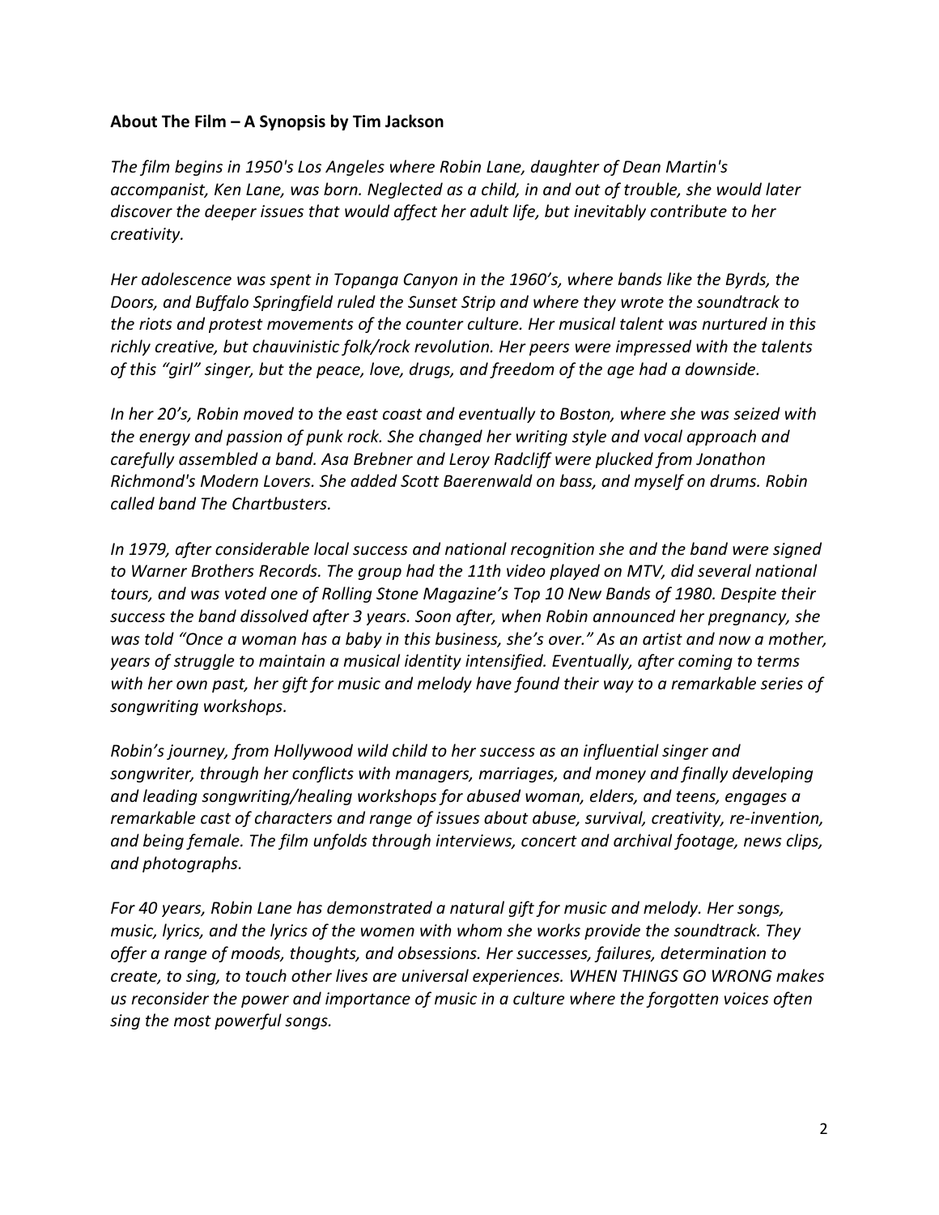**About The Film – A Synopsis by Tim Jackson**

*The film begins in 1950's Los Angeles where Robin Lane, daughter of Dean Martin's accompanist, Ken Lane, was born. Neglected as a child, in and out of trouble, she would later discover the deeper issues that would affect her adult life, but inevitably contribute to her creativity.*

*Her adolescence was spent in Topanga Canyon in the 1960's, where bands like the Byrds, the Doors, and Buffalo Springfield ruled the Sunset Strip and where they wrote the soundtrack to the riots and protest movements of the counter culture. Her musical talent was nurtured in this richly creative, but chauvinistic folk/rock revolution. Her peers were impressed with the talents of this "girl" singer, but the peace, love, drugs, and freedom of the age had a downside.*

*In her 20's, Robin moved to the east coast and eventually to Boston, where she was seized with the energy and passion of punk rock. She changed her writing style and vocal approach and carefully assembled a band. Asa Brebner and Leroy Radcliff were plucked from Jonathon Richmond's Modern Lovers. She added Scott Baerenwald on bass, and myself on drums. Robin called band The Chartbusters.*

*In 1979, after considerable local success and national recognition she and the band were signed to Warner Brothers Records. The group had the 11th video played on MTV, did several national tours, and was voted one of Rolling Stone Magazine's Top 10 New Bands of 1980. Despite their success the band dissolved after 3 years. Soon after, when Robin announced her pregnancy, she was told "Once a woman has a baby in this business, she's over." As an artist and now a mother, years of struggle to maintain a musical identity intensified. Eventually, after coming to terms with her own past, her gift for music and melody have found their way to a remarkable series of songwriting workshops.*

*Robin's journey, from Hollywood wild child to her success as an influential singer and songwriter, through her conflicts with managers, marriages, and money and finally developing and leading songwriting/healing workshops for abused woman, elders, and teens, engages a remarkable cast of characters and range of issues about abuse, survival, creativity, re-invention, and being female. The film unfolds through interviews, concert and archival footage, news clips, and photographs.*

*For 40 years, Robin Lane has demonstrated a natural gift for music and melody. Her songs, music, lyrics, and the lyrics of the women with whom she works provide the soundtrack. They offer a range of moods, thoughts, and obsessions. Her successes, failures, determination to create, to sing, to touch other lives are universal experiences. WHEN THINGS GO WRONG makes us reconsider the power and importance of music in a culture where the forgotten voices often sing the most powerful songs.*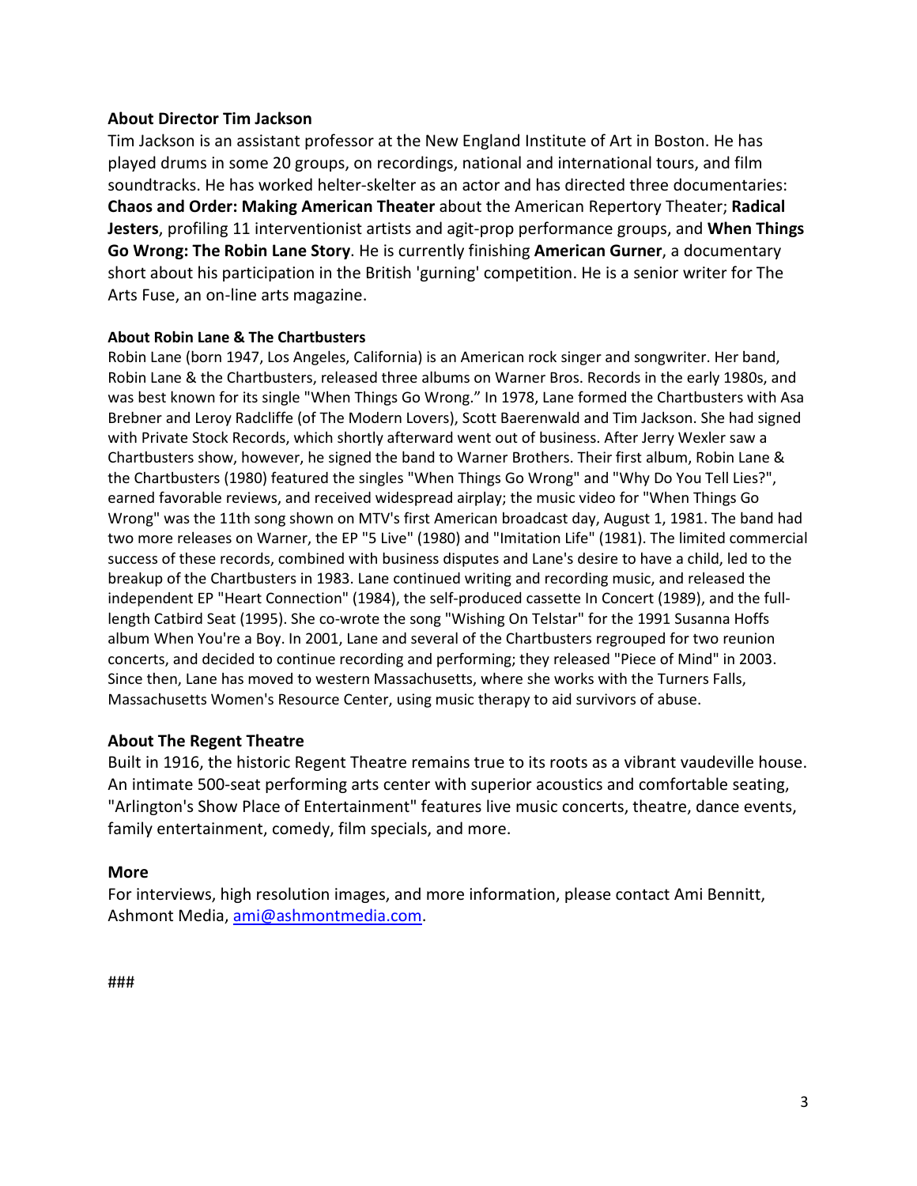## About Director Tim Jackson

Tim Jackson is an assistant professor at the New England Institute of Art in Boston. He has played drums in some 20 groups, on recordings, national and international tours, and film soundtracks. He has worked helter-skelter as an actor and has directed three documentaries: **Chaos and Order: Making American Theater** about the American Repertory Theater; **Radical Jesters**, profiling 11 interventionist artists and agit-prop performance groups, and **When Things Go Wrong: The Robin Lane Story**. He is currently finishing **American Gurner**, a documentary short about his participation in the British 'gurning' competition. He is a senior writer for The Arts Fuse, an on-line arts magazine.

### About Robin Lane & The Chartbusters

Robin Lane (born 1947, Los Angeles, California) is an American rock singer and songwriter. Her band, Robin Lane & the Chartbusters, released three albums on Warner Bros. Records in the early 1980s, and was best known for its single "When Things Go Wrong." In 1978, Lane formed the Chartbusters with Asa Brebner and Leroy Radcliffe (of The Modern Lovers), Scott Baerenwald and Tim Jackson. She had signed with Private Stock Records, which shortly afterward went out of business. After Jerry Wexler saw a Chartbusters show, however, he signed the band to Warner Brothers. Their first album, Robin Lane & the Chartbusters (1980) featured the singles "When Things Go Wrong" and "Why Do You Tell Lies?", earned favorable reviews, and received widespread airplay; the music video for "When Things Go Wrong" was the 11th song shown on MTV's first American broadcast day, August 1, 1981. The band had two more releases on Warner, the EP "5 Live" (1980) and "Imitation Life" (1981). The limited commercial success of these records, combined with business disputes and Lane's desire to have a child, led to the breakup of the Chartbusters in 1983. Lane continued writing and recording music, and released the independent EP "Heart Connection" (1984), the self-produced cassette In Concert (1989), and the full-length Catbird Seat (1995). She co-wrote the song "Wishing On Telstar" for the 1991 Susanna Hoffs album When You're a Boy. In 2001, Lane and several of the Chartbusters regrouped for two reunion concerts, and decided to continue recording and performing; they released "Piece of Mind" in 2003. Since then, Lane has moved to western Massachusetts, where she works with the Turners Falls, Massachusetts Women's Resource Center, using music therapy to aid survivors of abuse.

## About The Regent Theatre

Built in 1916, the historic Regent Theatre remains true to its roots as a vibrant vaudeville house. An intimate 500-seat performing arts center with superior acoustics and comfortable seating, "Arlington's Show Place of Entertainment" features live music concerts, theatre, dance events, family entertainment, comedy, film specials, and more.

## More

For interviews, high resolution images, and more information, please contact Ami Bennitt, Ashmont Media, [ami@ashmontmedia.com](mailto:ami@ashmontmedia.com).

###